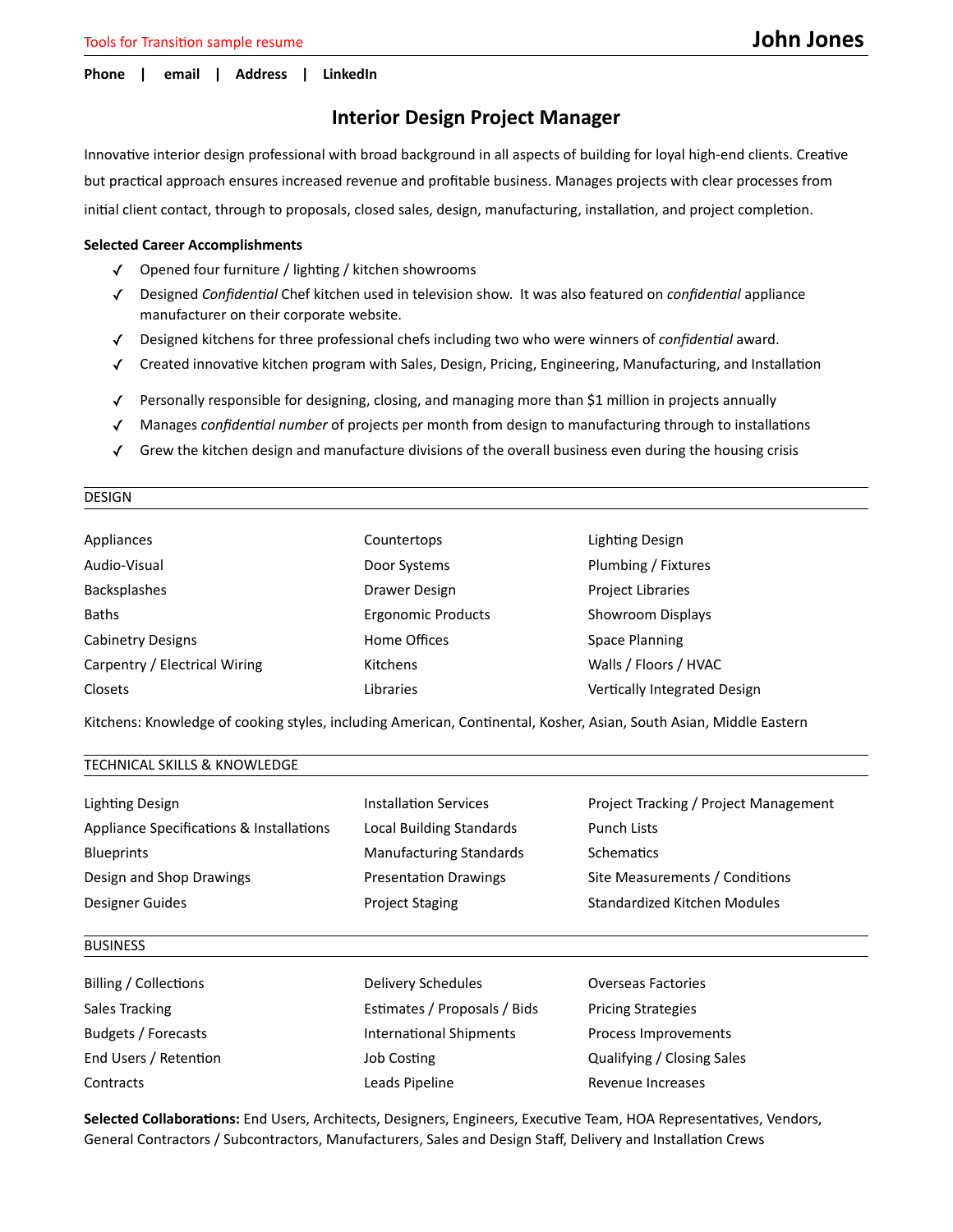Tools for Transition sample resume

# John Jones

**Phone | email | Address | LinkedIn**

## Interior Design Project Manager

Innovative interior design professional with broad background in all aspects of building for loyal high-end clients. Creative but practical approach ensures increased revenue and profitable business. Manages projects with clear processes from initial client contact, through to proposals, closed sales, design, manufacturing, installation, and project completion.

**Selected Career Accomplishments**

- ✓ Opened four furniture / lighting / kitchen showrooms
- ✓ Designed *Confidential* Chef kitchen used in television show. It was also featured on *confidential* appliance manufacturer on their corporate website.
- ✓ Designed kitchens for three professional chefs including two who were winners of *confidential* award.
- ✓ Created innovative kitchen program with Sales, Design, Pricing, Engineering, Manufacturing, and Installation
- ✓ Personally responsible for designing, closing, and managing more than $1 million in projects annually
- ✓ Manages *confidential number* of projects per month from design to manufacturing through to installations
- ✓ Grew the kitchen design and manufacture divisions of the overall business even during the housing crisis

### DESIGN

| | | |
|---|---|---|
| Appliances | Countertops | Lighting Design |
| Audio-Visual | Door Systems | Plumbing / Fixtures |
| Backsplashes | Drawer Design | Project Libraries |
| Baths | Ergonomic Products | Showroom Displays |
| Cabinetry Designs | Home Offices | Space Planning |
| Carpentry / Electrical Wiring | Kitchens | Walls / Floors / HVAC |
| Closets | Libraries | Vertically Integrated Design |

Kitchens: Knowledge of cooking styles, including American, Continental, Kosher, Asian, South Asian, Middle Eastern

### TECHNICAL SKILLS & KNOWLEDGE

| | | |
|---|---|---|
| Lighting Design | Installation Services | Project Tracking / Project Management |
| Appliance Specifications & Installations | Local Building Standards | Punch Lists |
| Blueprints | Manufacturing Standards | Schematics |
| Design and Shop Drawings | Presentation Drawings | Site Measurements / Conditions |
| Designer Guides | Project Staging | Standardized Kitchen Modules |

### BUSINESS

| | | |
|---|---|---|
| Billing / Collections | Delivery Schedules | Overseas Factories |
| Sales Tracking | Estimates / Proposals / Bids | Pricing Strategies |
| Budgets / Forecasts | International Shipments | Process Improvements |
| End Users / Retention | Job Costing | Qualifying / Closing Sales |
| Contracts | Leads Pipeline | Revenue Increases |

**Selected Collaborations:** End Users, Architects, Designers, Engineers, Executive Team, HOA Representatives, Vendors, General Contractors / Subcontractors, Manufacturers, Sales and Design Staff, Delivery and Installation Crews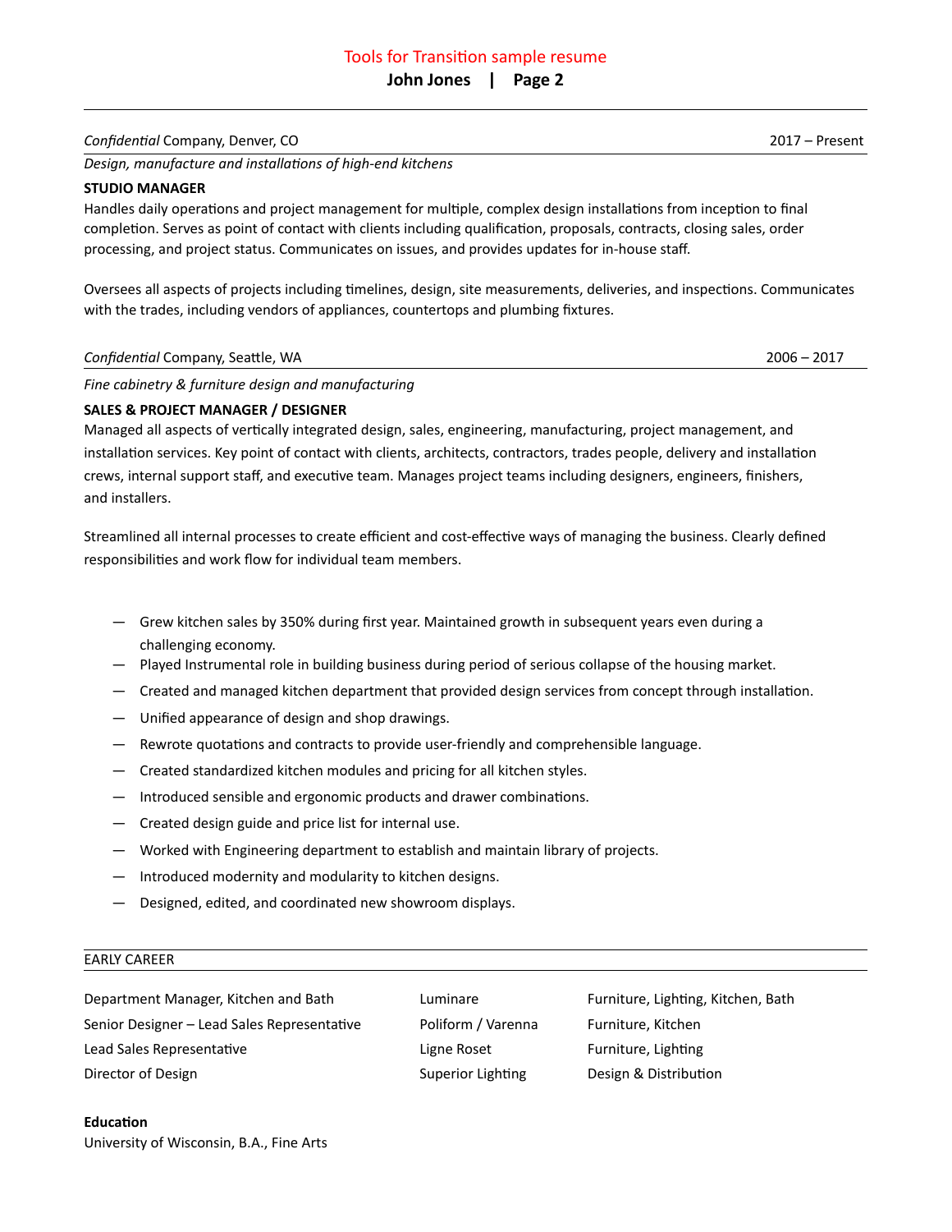*Confidential* Company, Denver, CO 2017 – Present

*Design, manufacture and installations of high-end kitchens*

**STUDIO MANAGER**

Handles daily operations and project management for multiple, complex design installations from inception to final completion. Serves as point of contact with clients including qualification, proposals, contracts, closing sales, order processing, and project status. Communicates on issues, and provides updates for in-house staff.

Oversees all aspects of projects including timelines, design, site measurements, deliveries, and inspections. Communicates with the trades, including vendors of appliances, countertops and plumbing fixtures.

*Confidential* Company, Seattle, WA 2006 – 2017

*Fine cabinetry & furniture design and manufacturing*

**SALES & PROJECT MANAGER / DESIGNER**

Managed all aspects of vertically integrated design, sales, engineering, manufacturing, project management, and installation services. Key point of contact with clients, architects, contractors, trades people, delivery and installation crews, internal support staff, and executive team. Manages project teams including designers, engineers, finishers, and installers.

Streamlined all internal processes to create efficient and cost-effective ways of managing the business. Clearly defined responsibilities and work flow for individual team members.

- Grew kitchen sales by 350% during first year. Maintained growth in subsequent years even during a challenging economy.
- Played Instrumental role in building business during period of serious collapse of the housing market.
- Created and managed kitchen department that provided design services from concept through installation.
- Unified appearance of design and shop drawings.
- Rewrote quotations and contracts to provide user-friendly and comprehensible language.
- Created standardized kitchen modules and pricing for all kitchen styles.
- Introduced sensible and ergonomic products and drawer combinations.
- Created design guide and price list for internal use.
- Worked with Engineering department to establish and maintain library of projects.
- Introduced modernity and modularity to kitchen designs.
- Designed, edited, and coordinated new showroom displays.

EARLY CAREER

| | | |
|---|---|---|
| Department Manager, Kitchen and Bath | Luminare | Furniture, Lighting, Kitchen, Bath |
| Senior Designer – Lead Sales Representative | Poliform / Varenna | Furniture, Kitchen |
| Lead Sales Representative | Ligne Roset | Furniture, Lighting |
| Director of Design | Superior Lighting | Design & Distribution |

**Education**

University of Wisconsin, B.A., Fine Arts